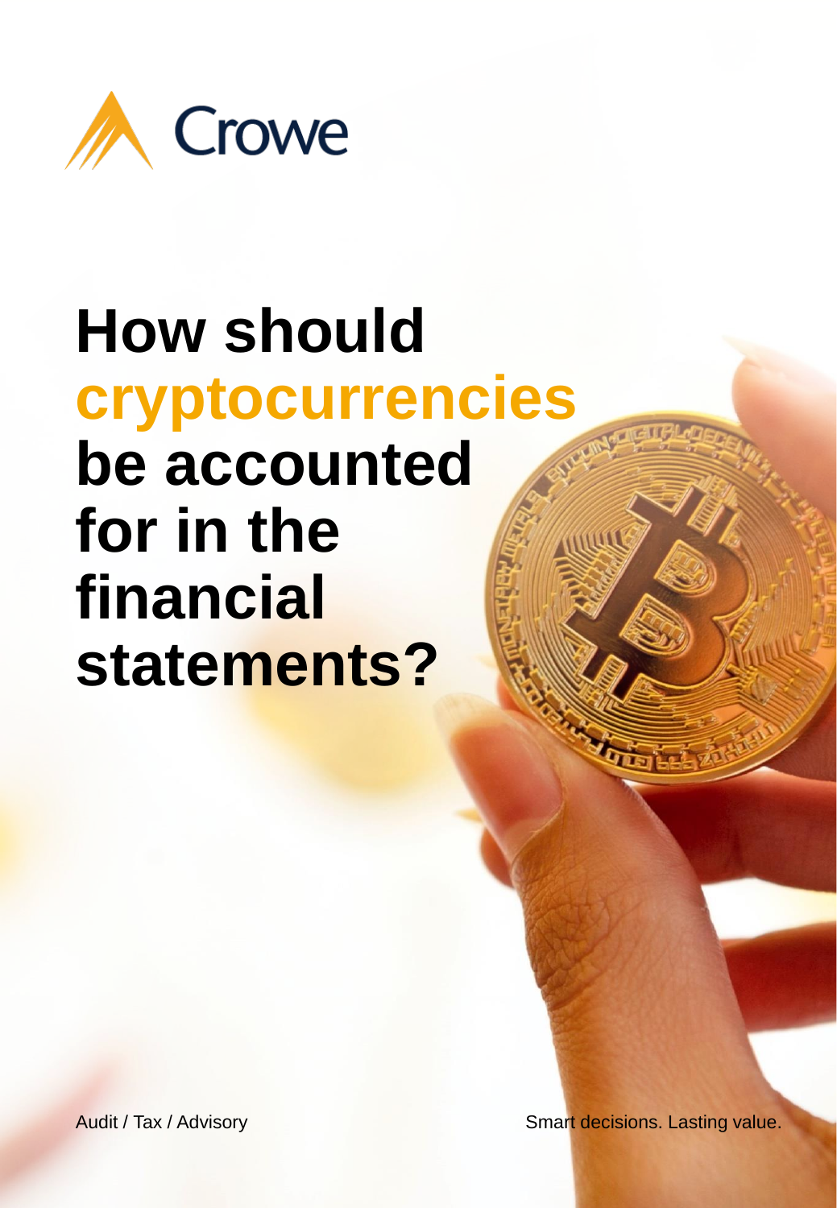Crowe

# How should cryptocurrencies be accounted for in the financial statements?

Audit / Tax / Advisory

Smart decisions. Lasting value.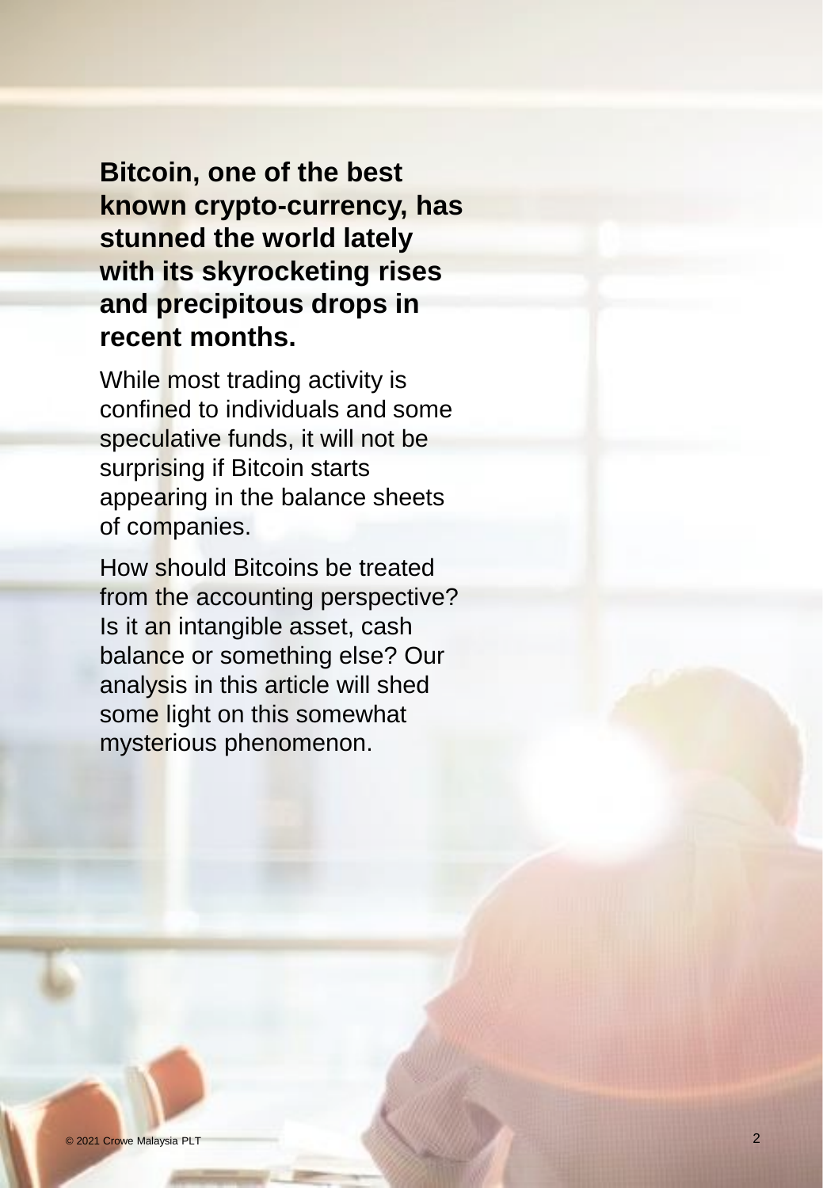**Bitcoin, one of the best known crypto-currency, has stunned the world lately with its skyrocketing rises and precipitous drops in recent months.**

While most trading activity is confined to individuals and some speculative funds, it will not be surprising if Bitcoin starts appearing in the balance sheets of companies.

How should Bitcoins be treated from the accounting perspective? Is it an intangible asset, cash balance or something else? Our analysis in this article will shed some light on this somewhat mysterious phenomenon.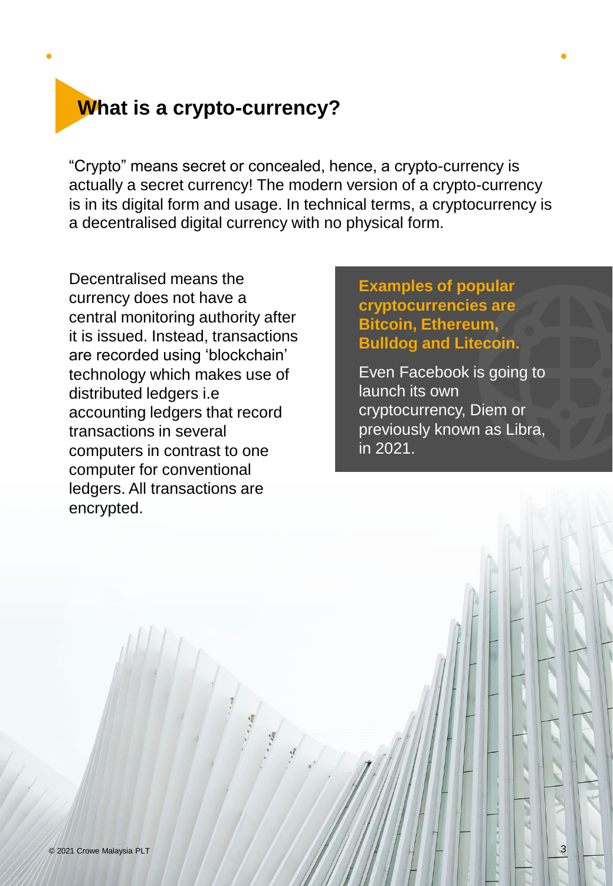# What is a crypto-currency?

“Crypto” means secret or concealed, hence, a crypto-currency is actually a secret currency! The modern version of a crypto-currency is in its digital form and usage. In technical terms, a cryptocurrency is a decentralised digital currency with no physical form.

Decentralised means the currency does not have a central monitoring authority after it is issued. Instead, transactions are recorded using ‘blockchain’ technology which makes use of distributed ledgers i.e accounting ledgers that record transactions in several computers in contrast to one computer for conventional ledgers. All transactions are encrypted.

**Examples of popular cryptocurrencies are Bitcoin, Ethereum, Bulldog and Litecoin.**

Even Facebook is going to launch its own cryptocurrency, Diem or previously known as Libra, in 2021.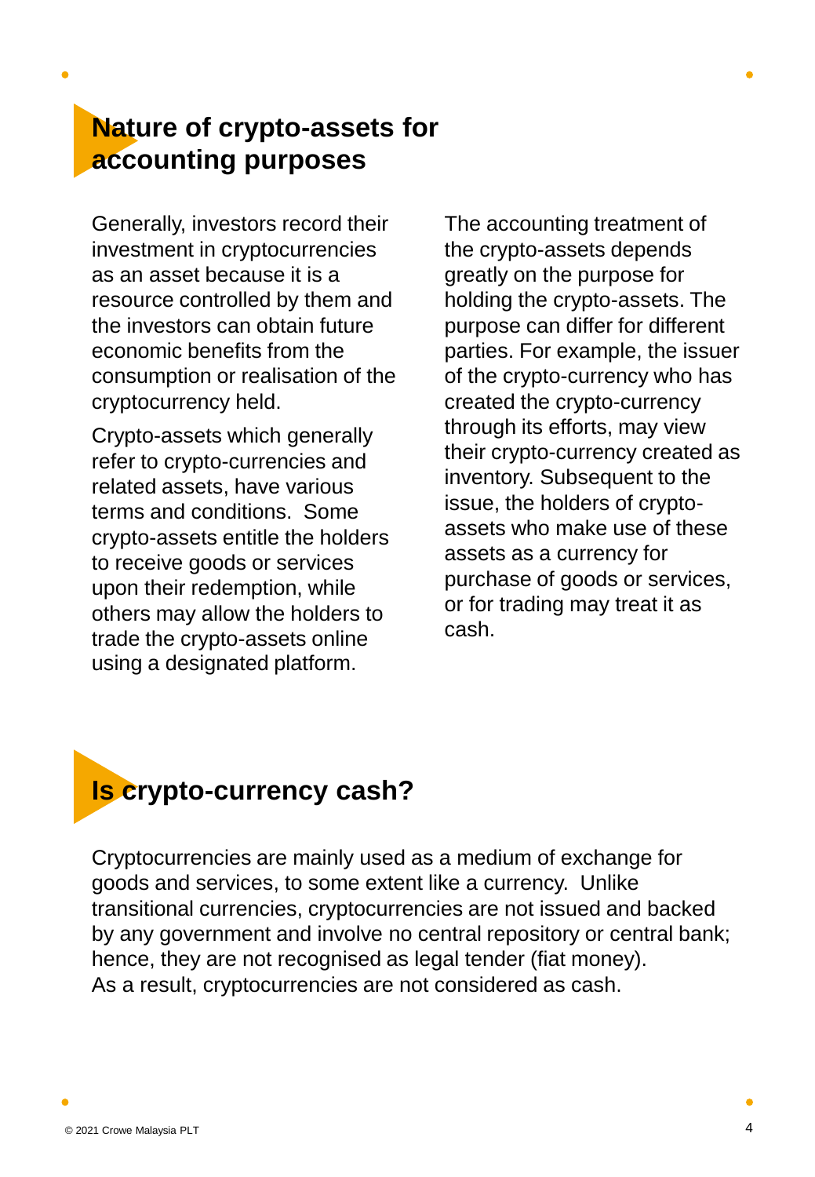## Nature of crypto-assets for accounting purposes

Generally, investors record their investment in cryptocurrencies as an asset because it is a resource controlled by them and the investors can obtain future economic benefits from the consumption or realisation of the cryptocurrency held.

Crypto-assets which generally refer to crypto-currencies and related assets, have various terms and conditions. Some crypto-assets entitle the holders to receive goods or services upon their redemption, while others may allow the holders to trade the crypto-assets online using a designated platform.

The accounting treatment of the crypto-assets depends greatly on the purpose for holding the crypto-assets. The purpose can differ for different parties. For example, the issuer of the crypto-currency who has created the crypto-currency through its efforts, may view their crypto-currency created as inventory. Subsequent to the issue, the holders of crypto-assets who make use of these assets as a currency for purchase of goods or services, or for trading may treat it as cash.

## Is crypto-currency cash?

Cryptocurrencies are mainly used as a medium of exchange for goods and services, to some extent like a currency. Unlike transitional currencies, cryptocurrencies are not issued and backed by any government and involve no central repository or central bank; hence, they are not recognised as legal tender (fiat money). As a result, cryptocurrencies are not considered as cash.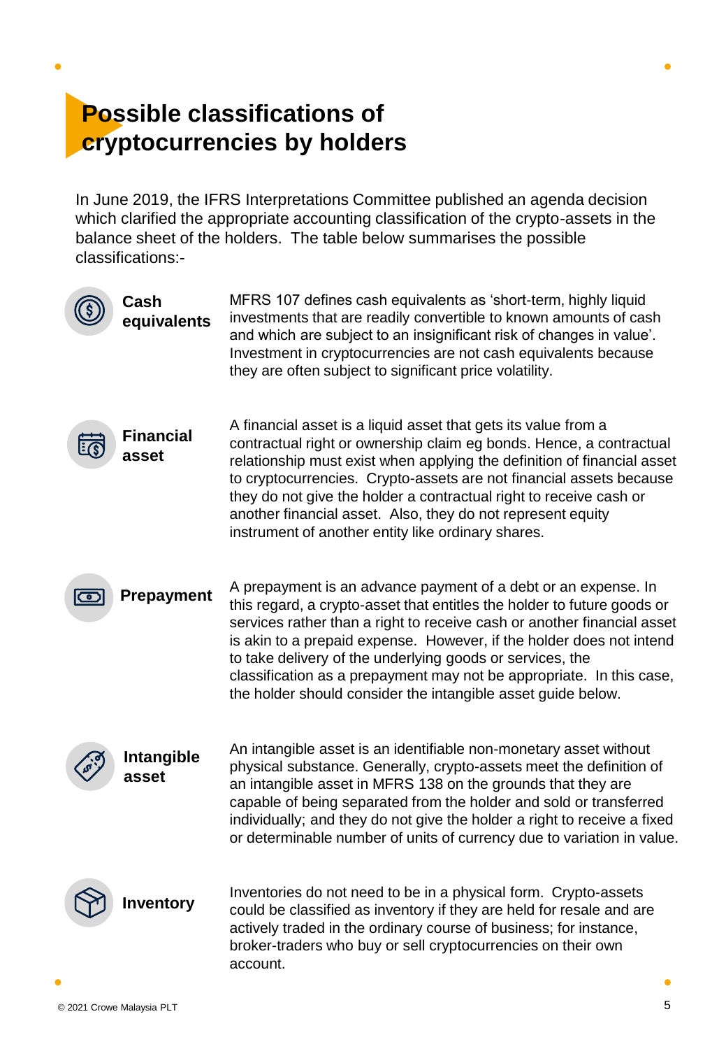# Possible classifications of cryptocurrencies by holders

In June 2019, the IFRS Interpretations Committee published an agenda decision which clarified the appropriate accounting classification of the crypto-assets in the balance sheet of the holders. The table below summarises the possible classifications:-

| Classification | Description |
|---|---|
| **Cash equivalents** | MFRS 107 defines cash equivalents as 'short-term, highly liquid investments that are readily convertible to known amounts of cash and which are subject to an insignificant risk of changes in value'. Investment in cryptocurrencies are not cash equivalents because they are often subject to significant price volatility. |
| **Financial asset** | A financial asset is a liquid asset that gets its value from a contractual right or ownership claim eg bonds. Hence, a contractual relationship must exist when applying the definition of financial asset to cryptocurrencies. Crypto-assets are not financial assets because they do not give the holder a contractual right to receive cash or another financial asset. Also, they do not represent equity instrument of another entity like ordinary shares. |
| **Prepayment** | A prepayment is an advance payment of a debt or an expense. In this regard, a crypto-asset that entitles the holder to future goods or services rather than a right to receive cash or another financial asset is akin to a prepaid expense. However, if the holder does not intend to take delivery of the underlying goods or services, the classification as a prepayment may not be appropriate. In this case, the holder should consider the intangible asset guide below. |
| **Intangible asset** | An intangible asset is an identifiable non-monetary asset without physical substance. Generally, crypto-assets meet the definition of an intangible asset in MFRS 138 on the grounds that they are capable of being separated from the holder and sold or transferred individually; and they do not give the holder a right to receive a fixed or determinable number of units of currency due to variation in value. |
| **Inventory** | Inventories do not need to be in a physical form. Crypto-assets could be classified as inventory if they are held for resale and are actively traded in the ordinary course of business; for instance, broker-traders who buy or sell cryptocurrencies on their own account. |

© 2021 Crowe Malaysia PLT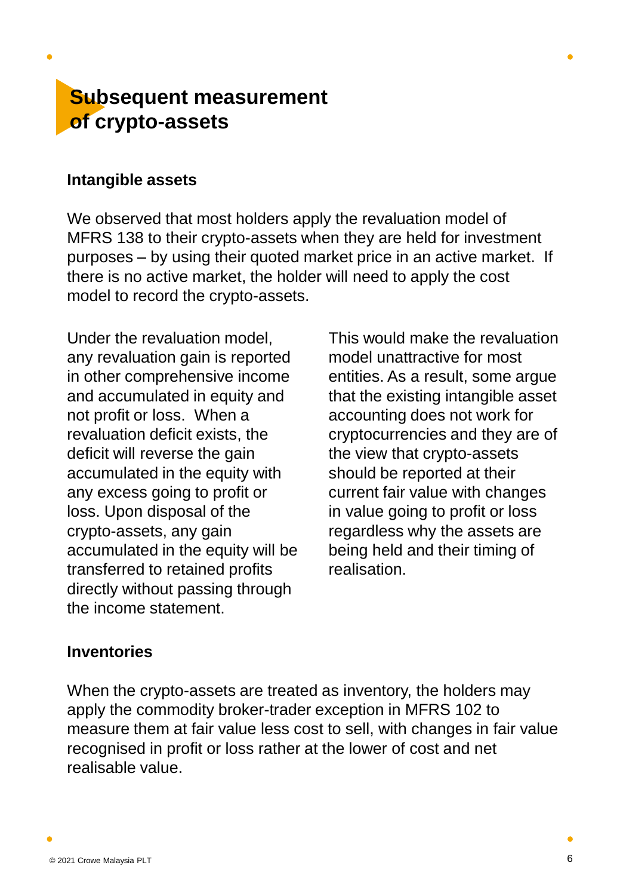# Subsequent measurement of crypto-assets

## Intangible assets

We observed that most holders apply the revaluation model of MFRS 138 to their crypto-assets when they are held for investment purposes – by using their quoted market price in an active market. If there is no active market, the holder will need to apply the cost model to record the crypto-assets.

Under the revaluation model, any revaluation gain is reported in other comprehensive income and accumulated in equity and not profit or loss. When a revaluation deficit exists, the deficit will reverse the gain accumulated in the equity with any excess going to profit or loss. Upon disposal of the crypto-assets, any gain accumulated in the equity will be transferred to retained profits directly without passing through the income statement.

This would make the revaluation model unattractive for most entities. As a result, some argue that the existing intangible asset accounting does not work for cryptocurrencies and they are of the view that crypto-assets should be reported at their current fair value with changes in value going to profit or loss regardless why the assets are being held and their timing of realisation.

## Inventories

When the crypto-assets are treated as inventory, the holders may apply the commodity broker-trader exception in MFRS 102 to measure them at fair value less cost to sell, with changes in fair value recognised in profit or loss rather at the lower of cost and net realisable value.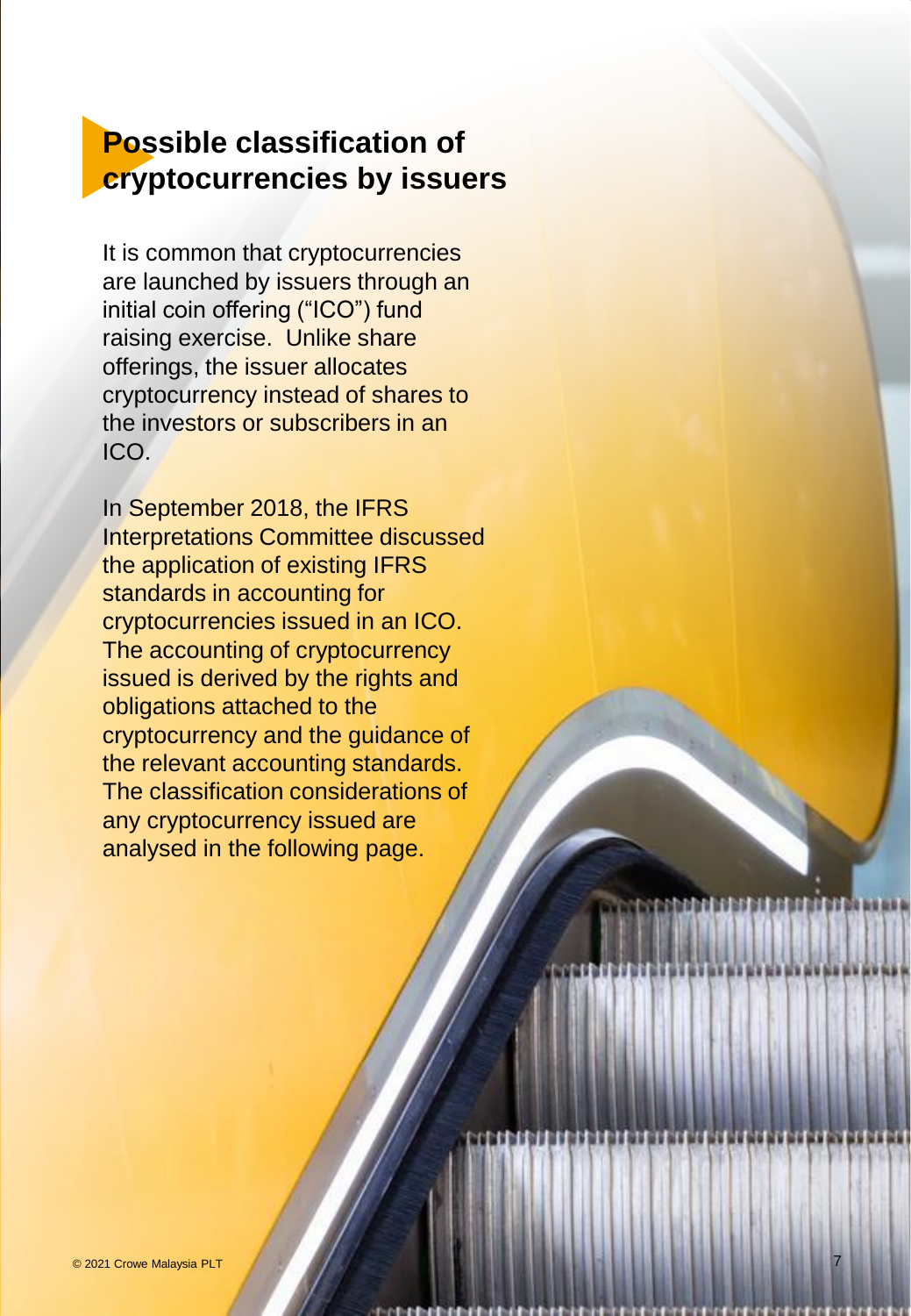# Possible classification of cryptocurrencies by issuers

It is common that cryptocurrencies are launched by issuers through an initial coin offering ("ICO") fund raising exercise. Unlike share offerings, the issuer allocates cryptocurrency instead of shares to the investors or subscribers in an ICO.

In September 2018, the IFRS Interpretations Committee discussed the application of existing IFRS standards in accounting for cryptocurrencies issued in an ICO. The accounting of cryptocurrency issued is derived by the rights and obligations attached to the cryptocurrency and the guidance of the relevant accounting standards. The classification considerations of any cryptocurrency issued are analysed in the following page.

© 2021 Crowe Malaysia PLT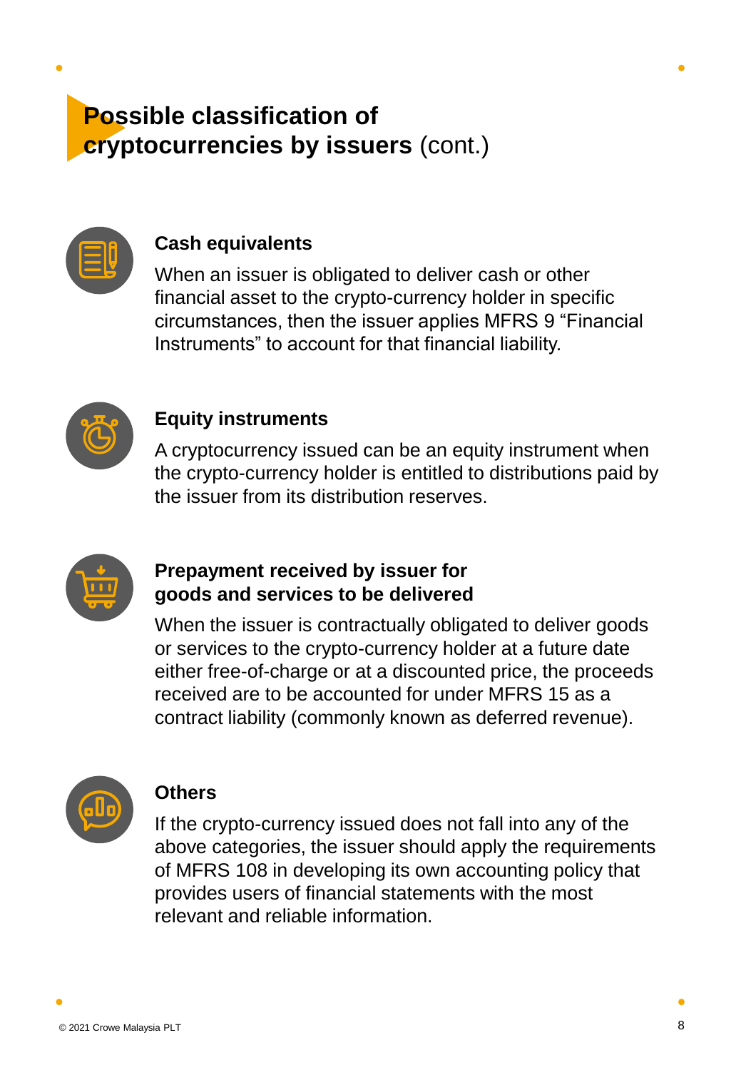# **Possible classification of cryptocurrencies by issuers** (cont.)

### Cash equivalents

When an issuer is obligated to deliver cash or other financial asset to the crypto-currency holder in specific circumstances, then the issuer applies MFRS 9 “Financial Instruments” to account for that financial liability.

### Equity instruments

A cryptocurrency issued can be an equity instrument when the crypto-currency holder is entitled to distributions paid by the issuer from its distribution reserves.

### Prepayment received by issuer for goods and services to be delivered

When the issuer is contractually obligated to deliver goods or services to the crypto-currency holder at a future date either free-of-charge or at a discounted price, the proceeds received are to be accounted for under MFRS 15 as a contract liability (commonly known as deferred revenue).

### Others

If the crypto-currency issued does not fall into any of the above categories, the issuer should apply the requirements of MFRS 108 in developing its own accounting policy that provides users of financial statements with the most relevant and reliable information.

© 2021 Crowe Malaysia PLT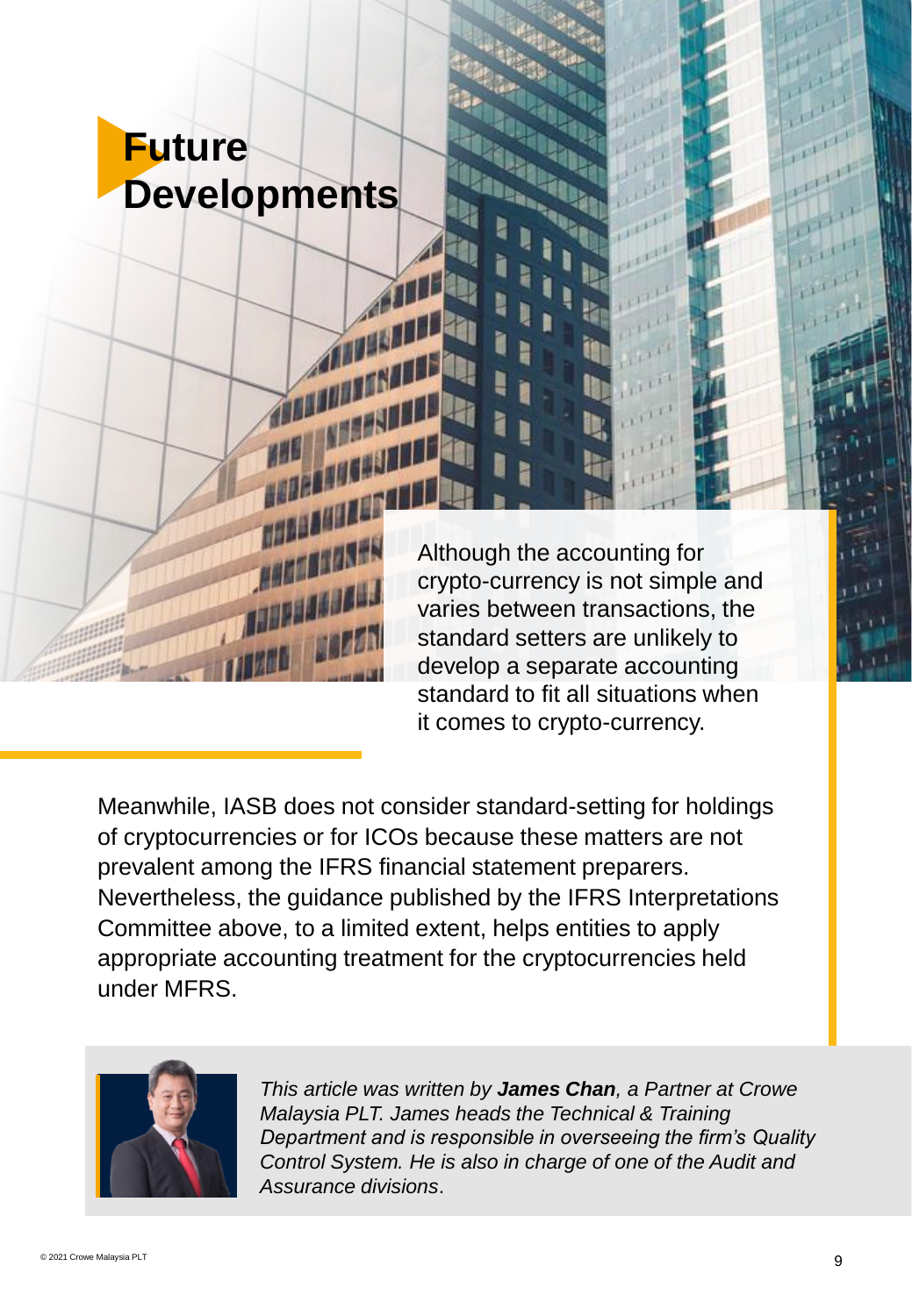# Future Developments

Although the accounting for crypto-currency is not simple and varies between transactions, the standard setters are unlikely to develop a separate accounting standard to fit all situations when it comes to crypto-currency.

Meanwhile, IASB does not consider standard-setting for holdings of cryptocurrencies or for ICOs because these matters are not prevalent among the IFRS financial statement preparers. Nevertheless, the guidance published by the IFRS Interpretations Committee above, to a limited extent, helps entities to apply appropriate accounting treatment for the cryptocurrencies held under MFRS.

*This article was written by **James Chan**, a Partner at Crowe Malaysia PLT. James heads the Technical & Training Department and is responsible in overseeing the firm's Quality Control System. He is also in charge of one of the Audit and Assurance divisions*.

© 2021 Crowe Malaysia PLT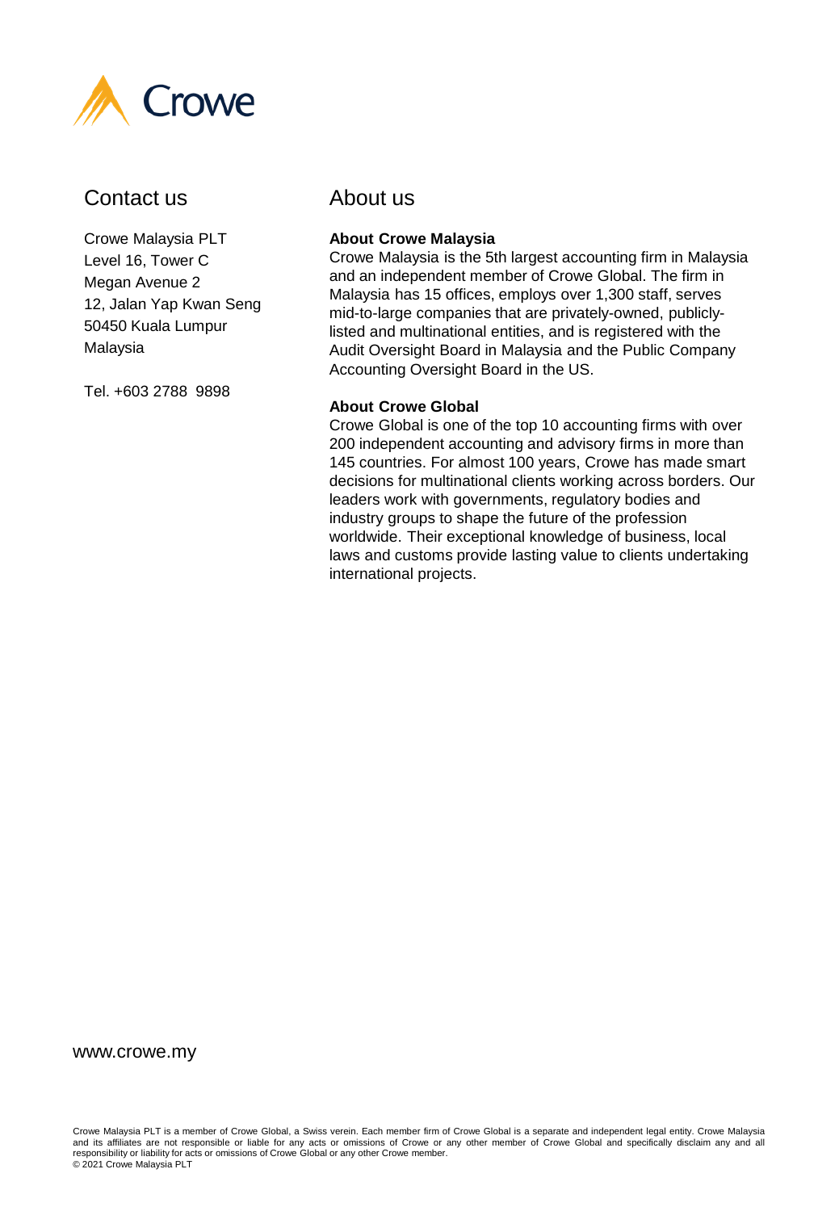Crowe

## Contact us

Crowe Malaysia PLT
Level 16, Tower C
Megan Avenue 2
12, Jalan Yap Kwan Seng
50450 Kuala Lumpur
Malaysia

Tel. +603 2788 9898

## About us

**About Crowe Malaysia**

Crowe Malaysia is the 5th largest accounting firm in Malaysia and an independent member of Crowe Global. The firm in Malaysia has 15 offices, employs over 1,300 staff, serves mid-to-large companies that are privately-owned, publicly-listed and multinational entities, and is registered with the Audit Oversight Board in Malaysia and the Public Company Accounting Oversight Board in the US.

**About Crowe Global**

Crowe Global is one of the top 10 accounting firms with over 200 independent accounting and advisory firms in more than 145 countries. For almost 100 years, Crowe has made smart decisions for multinational clients working across borders. Our leaders work with governments, regulatory bodies and industry groups to shape the future of the profession worldwide. Their exceptional knowledge of business, local laws and customs provide lasting value to clients undertaking international projects.

www.crowe.my

Crowe Malaysia PLT is a member of Crowe Global, a Swiss verein. Each member firm of Crowe Global is a separate and independent legal entity. Crowe Malaysia and its affiliates are not responsible or liable for any acts or omissions of Crowe or any other member of Crowe Global and specifically disclaim any and all responsibility or liability for acts or omissions of Crowe Global or any other Crowe member.
© 2021 Crowe Malaysia PLT